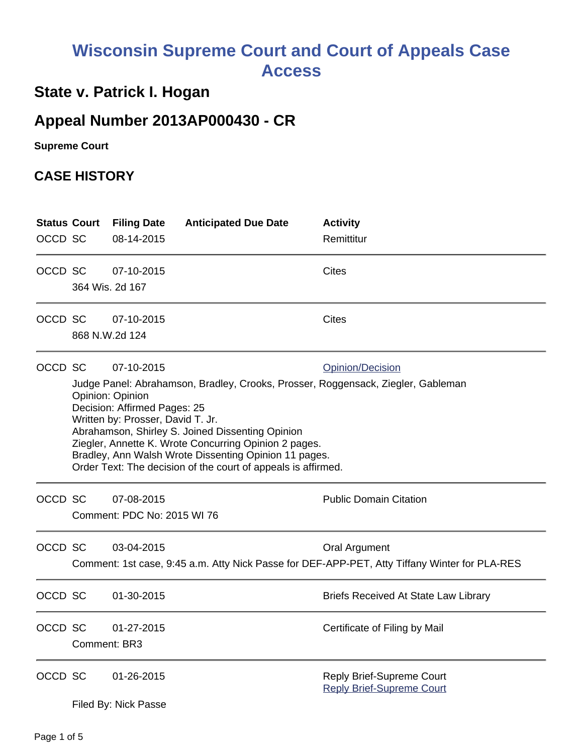# Wisconsin Supreme Court and Court of Appeals Case Access

## State v. Patrick I. Hogan

## Appeal Number 2013AP000430 - CR

**Supreme Court**

## CASE HISTORY

| Status | Court | Filing Date | Anticipated Due Date | Activity |
|---|---|---|---|---|
| OCCD | SC | 08-14-2015 | | Remittitur |

| Status | Court | Filing Date | Anticipated Due Date | Activity |
|---|---|---|---|---|
| OCCD | SC | 07-10-2015 | | Cites |

364 Wis. 2d 167

| Status | Court | Filing Date | Anticipated Due Date | Activity |
|---|---|---|---|---|
| OCCD | SC | 07-10-2015 | | Cites |

868 N.W.2d 124

| Status | Court | Filing Date | Anticipated Due Date | Activity |
|---|---|---|---|---|
| OCCD | SC | 07-10-2015 | | Opinion/Decision |

Judge Panel: Abrahamson, Bradley, Crooks, Prosser, Roggensack, Ziegler, Gableman
Opinion: Opinion
Decision: Affirmed Pages: 25
Written by: Prosser, David T. Jr.
Abrahamson, Shirley S. Joined Dissenting Opinion
Ziegler, Annette K. Wrote Concurring Opinion 2 pages.
Bradley, Ann Walsh Wrote Dissenting Opinion 11 pages.
Order Text: The decision of the court of appeals is affirmed.

| Status | Court | Filing Date | Anticipated Due Date | Activity |
|---|---|---|---|---|
| OCCD | SC | 07-08-2015 | | Public Domain Citation |

Comment: PDC No: 2015 WI 76

| Status | Court | Filing Date | Anticipated Due Date | Activity |
|---|---|---|---|---|
| OCCD | SC | 03-04-2015 | | Oral Argument |

Comment: 1st case, 9:45 a.m. Atty Nick Passe for DEF-APP-PET, Atty Tiffany Winter for PLA-RES

| Status | Court | Filing Date | Anticipated Due Date | Activity |
|---|---|---|---|---|
| OCCD | SC | 01-30-2015 | | Briefs Received At State Law Library |

| Status | Court | Filing Date | Anticipated Due Date | Activity |
|---|---|---|---|---|
| OCCD | SC | 01-27-2015 | | Certificate of Filing by Mail |

Comment: BR3

| Status | Court | Filing Date | Anticipated Due Date | Activity |
|---|---|---|---|---|
| OCCD | SC | 01-26-2015 | | Reply Brief-Supreme Court<br>Reply Brief-Supreme Court |

Filed By: Nick Passe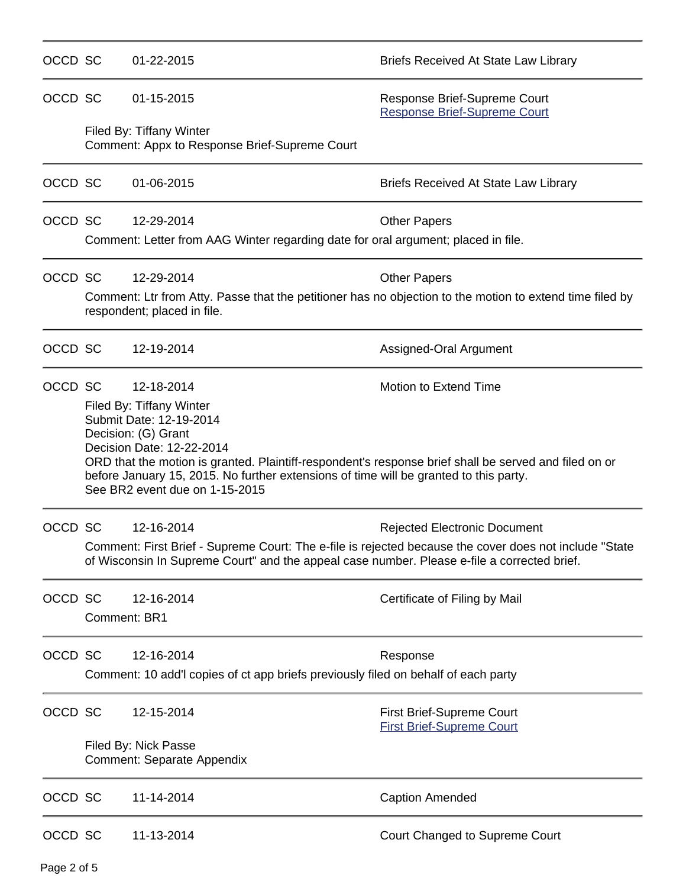| | | | |
|---|---|---|---|
| OCCD | SC | 01-22-2015 | Briefs Received At State Law Library |

| | | | |
|---|---|---|---|
| OCCD | SC | 01-15-2015 | Response Brief-Supreme Court<br>Response Brief-Supreme Court |

Filed By: Tiffany Winter
Comment: Appx to Response Brief-Supreme Court

| | | | |
|---|---|---|---|
| OCCD | SC | 01-06-2015 | Briefs Received At State Law Library |

| | | | |
|---|---|---|---|
| OCCD | SC | 12-29-2014 | Other Papers |

Comment: Letter from AAG Winter regarding date for oral argument; placed in file.

| | | | |
|---|---|---|---|
| OCCD | SC | 12-29-2014 | Other Papers |

Comment: Ltr from Atty. Passe that the petitioner has no objection to the motion to extend time filed by respondent; placed in file.

| | | | |
|---|---|---|---|
| OCCD | SC | 12-19-2014 | Assigned-Oral Argument |

| | | | |
|---|---|---|---|
| OCCD | SC | 12-18-2014 | Motion to Extend Time |

Filed By: Tiffany Winter
Submit Date: 12-19-2014
Decision: (G) Grant
Decision Date: 12-22-2014
ORD that the motion is granted. Plaintiff-respondent's response brief shall be served and filed on or before January 15, 2015. No further extensions of time will be granted to this party.
See BR2 event due on 1-15-2015

| | | | |
|---|---|---|---|
| OCCD | SC | 12-16-2014 | Rejected Electronic Document |

Comment: First Brief - Supreme Court: The e-file is rejected because the cover does not include "State of Wisconsin In Supreme Court" and the appeal case number. Please e-file a corrected brief.

| | | | |
|---|---|---|---|
| OCCD | SC | 12-16-2014 | Certificate of Filing by Mail |

Comment: BR1

| | | | |
|---|---|---|---|
| OCCD | SC | 12-16-2014 | Response |

Comment: 10 add'l copies of ct app briefs previously filed on behalf of each party

| | | | |
|---|---|---|---|
| OCCD | SC | 12-15-2014 | First Brief-Supreme Court<br>First Brief-Supreme Court |

Filed By: Nick Passe
Comment: Separate Appendix

| | | | |
|---|---|---|---|
| OCCD | SC | 11-14-2014 | Caption Amended |

| | | | |
|---|---|---|---|
| OCCD | SC | 11-13-2014 | Court Changed to Supreme Court |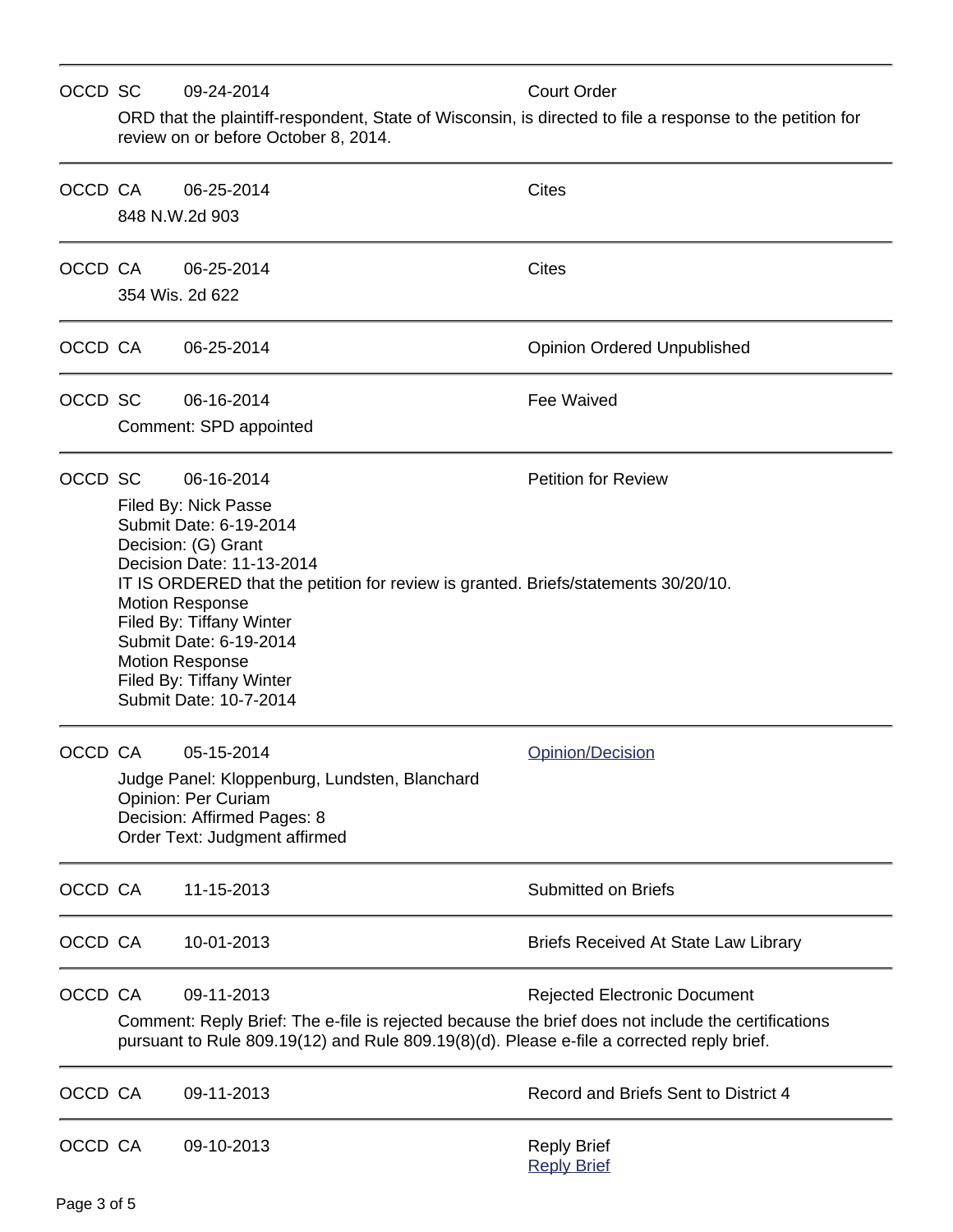| | | | |
|---|---|---|---|
| OCCD | SC | 09-24-2014 | Court Order |
| | ORD that the plaintiff-respondent, State of Wisconsin, is directed to file a response to the petition for review on or before October 8, 2014. | | |
| OCCD | CA | 06-25-2014 | Cites |
| | 848 N.W.2d 903 | | |
| OCCD | CA | 06-25-2014 | Cites |
| | 354 Wis. 2d 622 | | |
| OCCD | CA | 06-25-2014 | Opinion Ordered Unpublished |
| OCCD | SC | 06-16-2014 | Fee Waived |
| | Comment: SPD appointed | | |
| OCCD | SC | 06-16-2014 | Petition for Review |
| | Filed By: Nick Passe<br>Submit Date: 6-19-2014<br>Decision: (G) Grant<br>Decision Date: 11-13-2014<br>IT IS ORDERED that the petition for review is granted. Briefs/statements 30/20/10.<br>Motion Response<br>Filed By: Tiffany Winter<br>Submit Date: 6-19-2014<br>Motion Response<br>Filed By: Tiffany Winter<br>Submit Date: 10-7-2014 | | |
| OCCD | CA | 05-15-2014 | Opinion/Decision |
| | Judge Panel: Kloppenburg, Lundsten, Blanchard<br>Opinion: Per Curiam<br>Decision: Affirmed Pages: 8<br>Order Text: Judgment affirmed | | |
| OCCD | CA | 11-15-2013 | Submitted on Briefs |
| OCCD | CA | 10-01-2013 | Briefs Received At State Law Library |
| OCCD | CA | 09-11-2013 | Rejected Electronic Document |
| | Comment: Reply Brief: The e-file is rejected because the brief does not include the certifications pursuant to Rule 809.19(12) and Rule 809.19(8)(d). Please e-file a corrected reply brief. | | |
| OCCD | CA | 09-11-2013 | Record and Briefs Sent to District 4 |
| OCCD | CA | 09-10-2013 | Reply Brief<br>Reply Brief |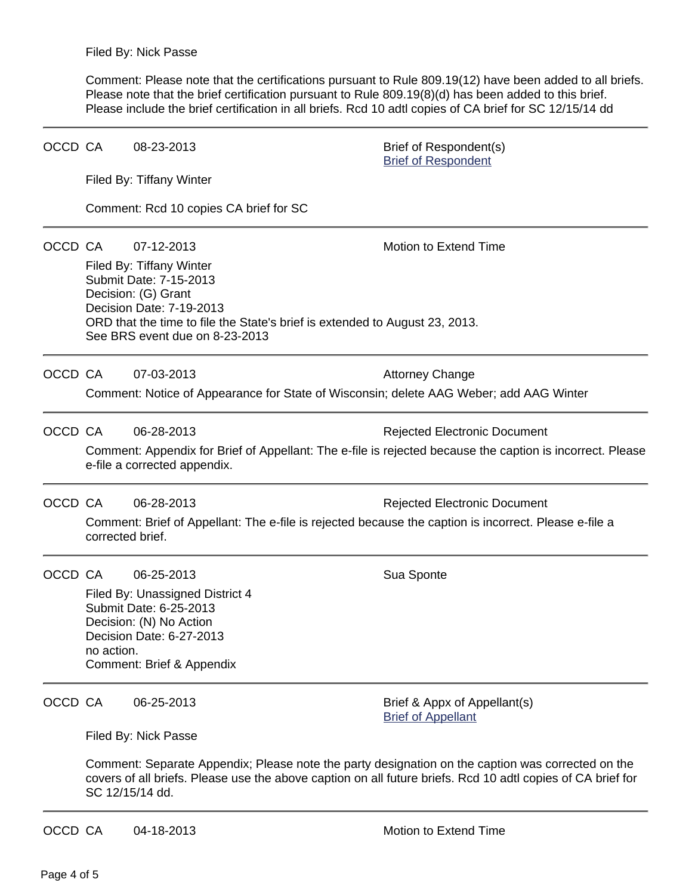Filed By: Nick Passe

Comment: Please note that the certifications pursuant to Rule 809.19(12) have been added to all briefs. Please note that the brief certification pursuant to Rule 809.19(8)(d) has been added to this brief. Please include the brief certification in all briefs. Rcd 10 adtl copies of CA brief for SC 12/15/14 dd

---

OCCD CA 08-23-2013 Brief of Respondent(s)
[Brief of Respondent]

Filed By: Tiffany Winter

Comment: Rcd 10 copies CA brief for SC

---

OCCD CA 07-12-2013 Motion to Extend Time

Filed By: Tiffany Winter
Submit Date: 7-15-2013
Decision: (G) Grant
Decision Date: 7-19-2013
ORD that the time to file the State's brief is extended to August 23, 2013.
See BRS event due on 8-23-2013

---

OCCD CA 07-03-2013 Attorney Change

Comment: Notice of Appearance for State of Wisconsin; delete AAG Weber; add AAG Winter

---

OCCD CA 06-28-2013 Rejected Electronic Document

Comment: Appendix for Brief of Appellant: The e-file is rejected because the caption is incorrect. Please e-file a corrected appendix.

---

OCCD CA 06-28-2013 Rejected Electronic Document

Comment: Brief of Appellant: The e-file is rejected because the caption is incorrect. Please e-file a corrected brief.

---

OCCD CA 06-25-2013 Sua Sponte

Filed By: Unassigned District 4
Submit Date: 6-25-2013
Decision: (N) No Action
Decision Date: 6-27-2013
no action.
Comment: Brief & Appendix

---

OCCD CA 06-25-2013 Brief & Appx of Appellant(s)
[Brief of Appellant]

Filed By: Nick Passe

Comment: Separate Appendix; Please note the party designation on the caption was corrected on the covers of all briefs. Please use the above caption on all future briefs. Rcd 10 adtl copies of CA brief for SC 12/15/14 dd.

---

OCCD CA 04-18-2013 Motion to Extend Time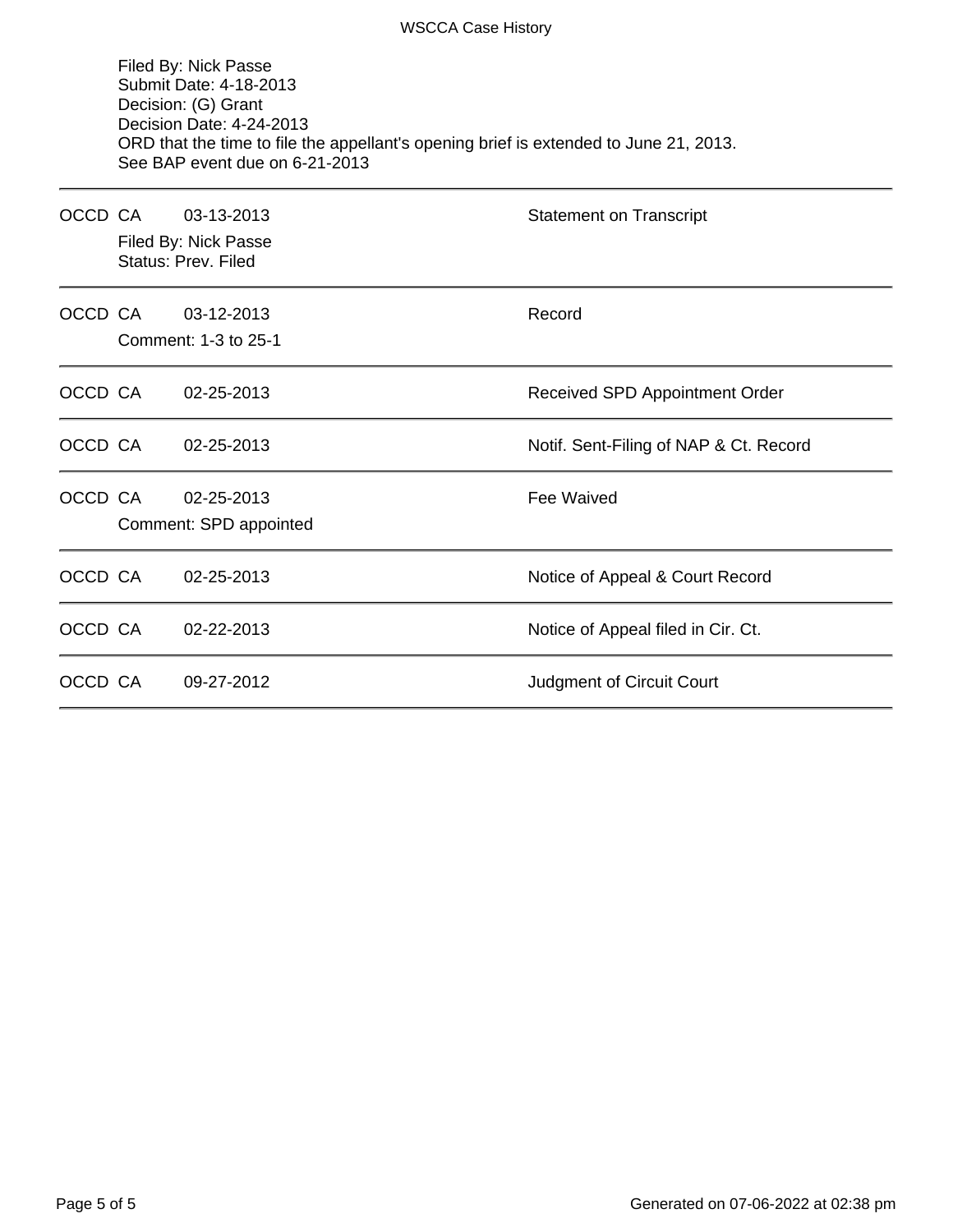Filed By: Nick Passe
Submit Date: 4-18-2013
Decision: (G) Grant
Decision Date: 4-24-2013
ORD that the time to file the appellant's opening brief is extended to June 21, 2013.
See BAP event due on 6-21-2013

| | | | |
|---|---|---|---|
| OCCD | CA | 03-13-2013<br>Filed By: Nick Passe<br>Status: Prev. Filed | Statement on Transcript |
| OCCD | CA | 03-12-2013<br>Comment: 1-3 to 25-1 | Record |
| OCCD | CA | 02-25-2013 | Received SPD Appointment Order |
| OCCD | CA | 02-25-2013 | Notif. Sent-Filing of NAP & Ct. Record |
| OCCD | CA | 02-25-2013<br>Comment: SPD appointed | Fee Waived |
| OCCD | CA | 02-25-2013 | Notice of Appeal & Court Record |
| OCCD | CA | 02-22-2013 | Notice of Appeal filed in Cir. Ct. |
| OCCD | CA | 09-27-2012 | Judgment of Circuit Court |